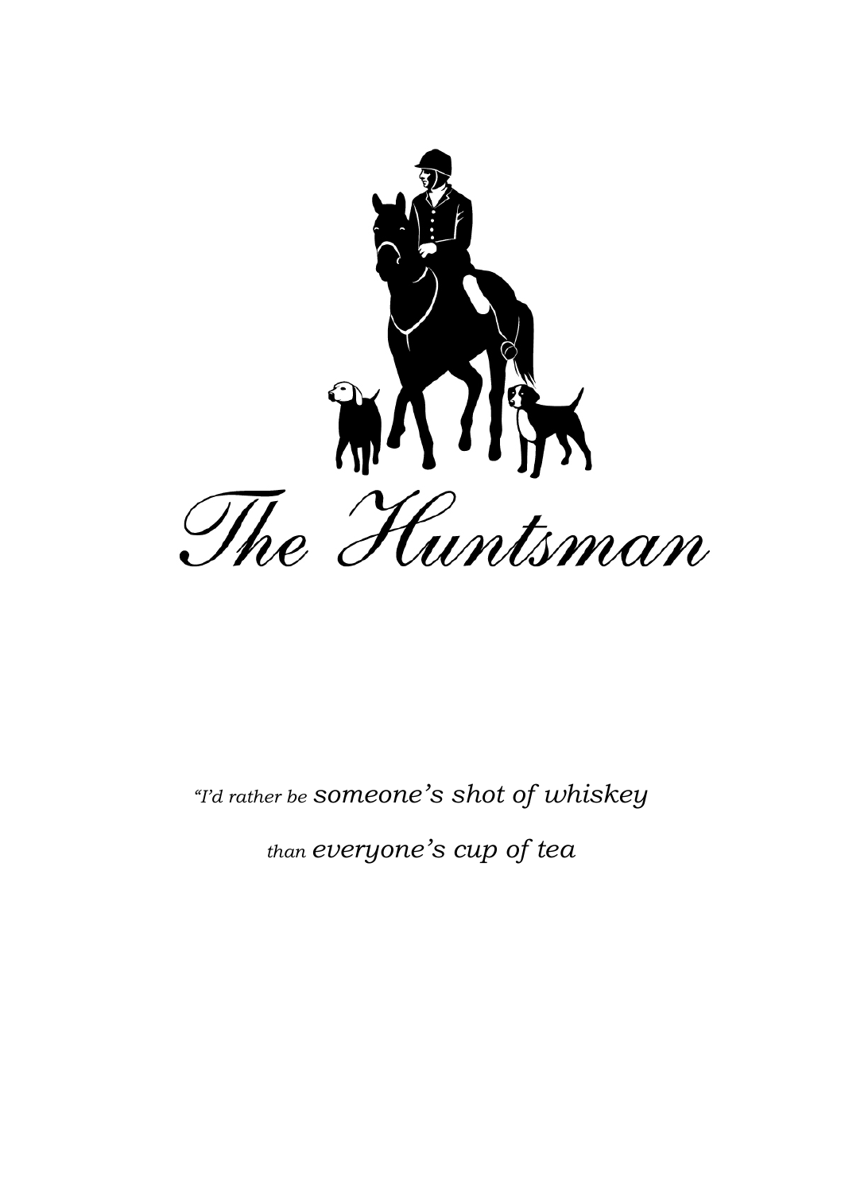# The Huntsman

*"I'd rather be someone's shot of whiskey*

*than everyone's cup of tea*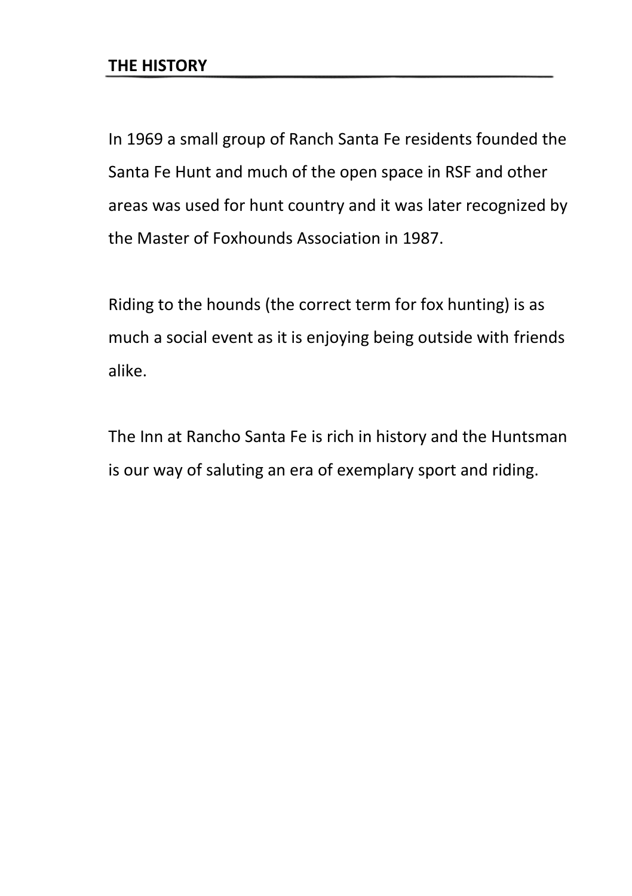## THE HISTORY

In 1969 a small group of Ranch Santa Fe residents founded the Santa Fe Hunt and much of the open space in RSF and other areas was used for hunt country and it was later recognized by the Master of Foxhounds Association in 1987.

Riding to the hounds (the correct term for fox hunting) is as much a social event as it is enjoying being outside with friends alike.

The Inn at Rancho Santa Fe is rich in history and the Huntsman is our way of saluting an era of exemplary sport and riding.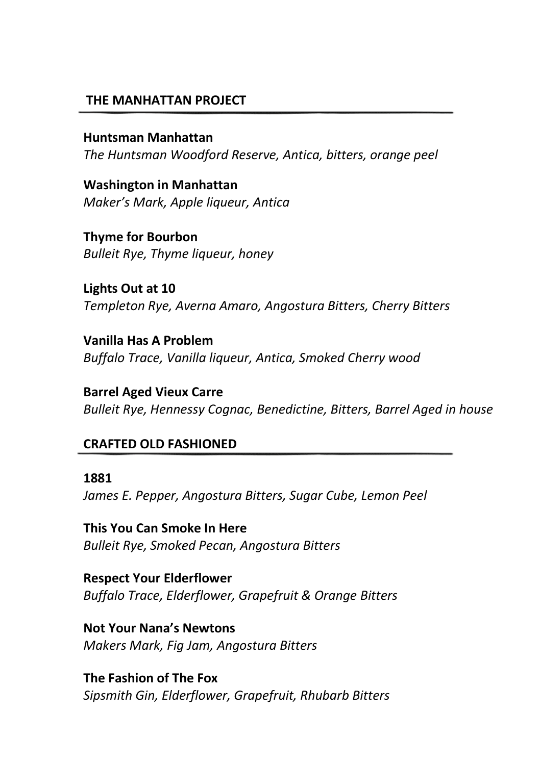## THE MANHATTAN PROJECT

**Huntsman Manhattan**
*The Huntsman Woodford Reserve, Antica, bitters, orange peel*

**Washington in Manhattan**
*Maker's Mark, Apple liqueur, Antica*

**Thyme for Bourbon**
*Bulleit Rye, Thyme liqueur, honey*

**Lights Out at 10**
*Templeton Rye, Averna Amaro, Angostura Bitters, Cherry Bitters*

**Vanilla Has A Problem**
*Buffalo Trace, Vanilla liqueur, Antica, Smoked Cherry wood*

**Barrel Aged Vieux Carre**
*Bulleit Rye, Hennessy Cognac, Benedictine, Bitters, Barrel Aged in house*

## CRAFTED OLD FASHIONED

**1881**
*James E. Pepper, Angostura Bitters, Sugar Cube, Lemon Peel*

**This You Can Smoke In Here**
*Bulleit Rye, Smoked Pecan, Angostura Bitters*

**Respect Your Elderflower**
*Buffalo Trace, Elderflower, Grapefruit & Orange Bitters*

**Not Your Nana's Newtons**
*Makers Mark, Fig Jam, Angostura Bitters*

**The Fashion of The Fox**
*Sipsmith Gin, Elderflower, Grapefruit, Rhubarb Bitters*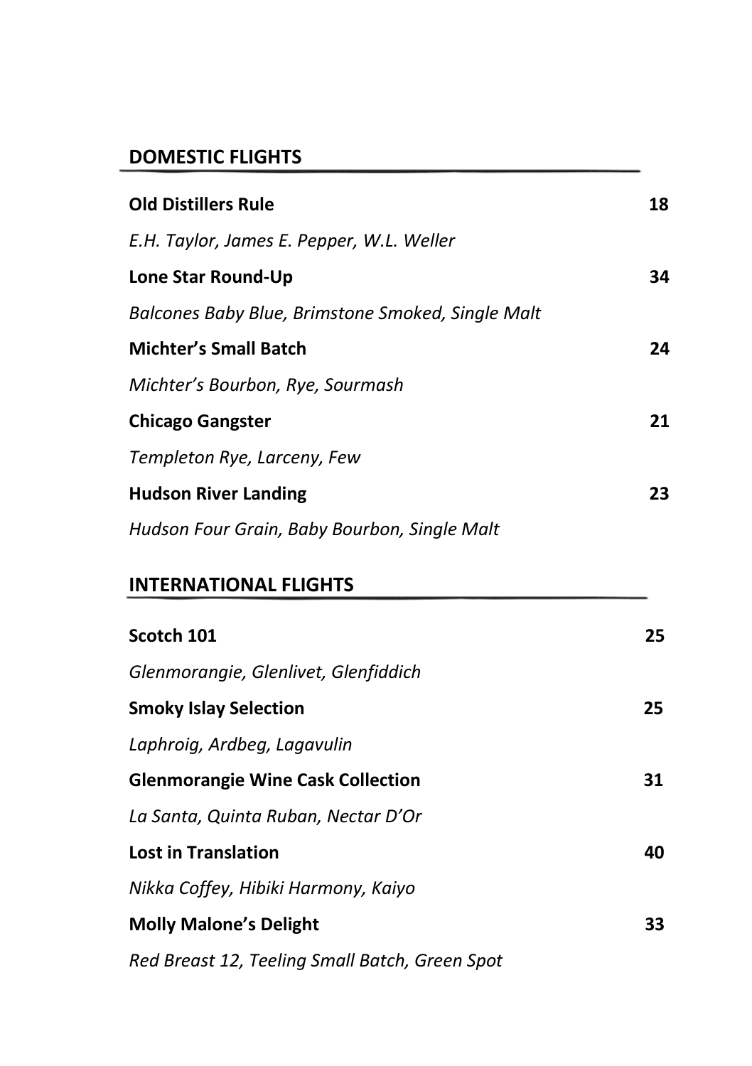## DOMESTIC FLIGHTS

**Old Distillers Rule** 18

*E.H. Taylor, James E. Pepper, W.L. Weller*

**Lone Star Round-Up** 34

*Balcones Baby Blue, Brimstone Smoked, Single Malt*

**Michter's Small Batch** 24

*Michter's Bourbon, Rye, Sourmash*

**Chicago Gangster** 21

*Templeton Rye, Larceny, Few*

**Hudson River Landing** 23

*Hudson Four Grain, Baby Bourbon, Single Malt*

## INTERNATIONAL FLIGHTS

**Scotch 101** 25

*Glenmorangie, Glenlivet, Glenfiddich*

**Smoky Islay Selection** 25

*Laphroig, Ardbeg, Lagavulin*

**Glenmorangie Wine Cask Collection** 31

*La Santa, Quinta Ruban, Nectar D'Or*

**Lost in Translation** 40

*Nikka Coffey, Hibiki Harmony, Kaiyo*

**Molly Malone's Delight** 33

*Red Breast 12, Teeling Small Batch, Green Spot*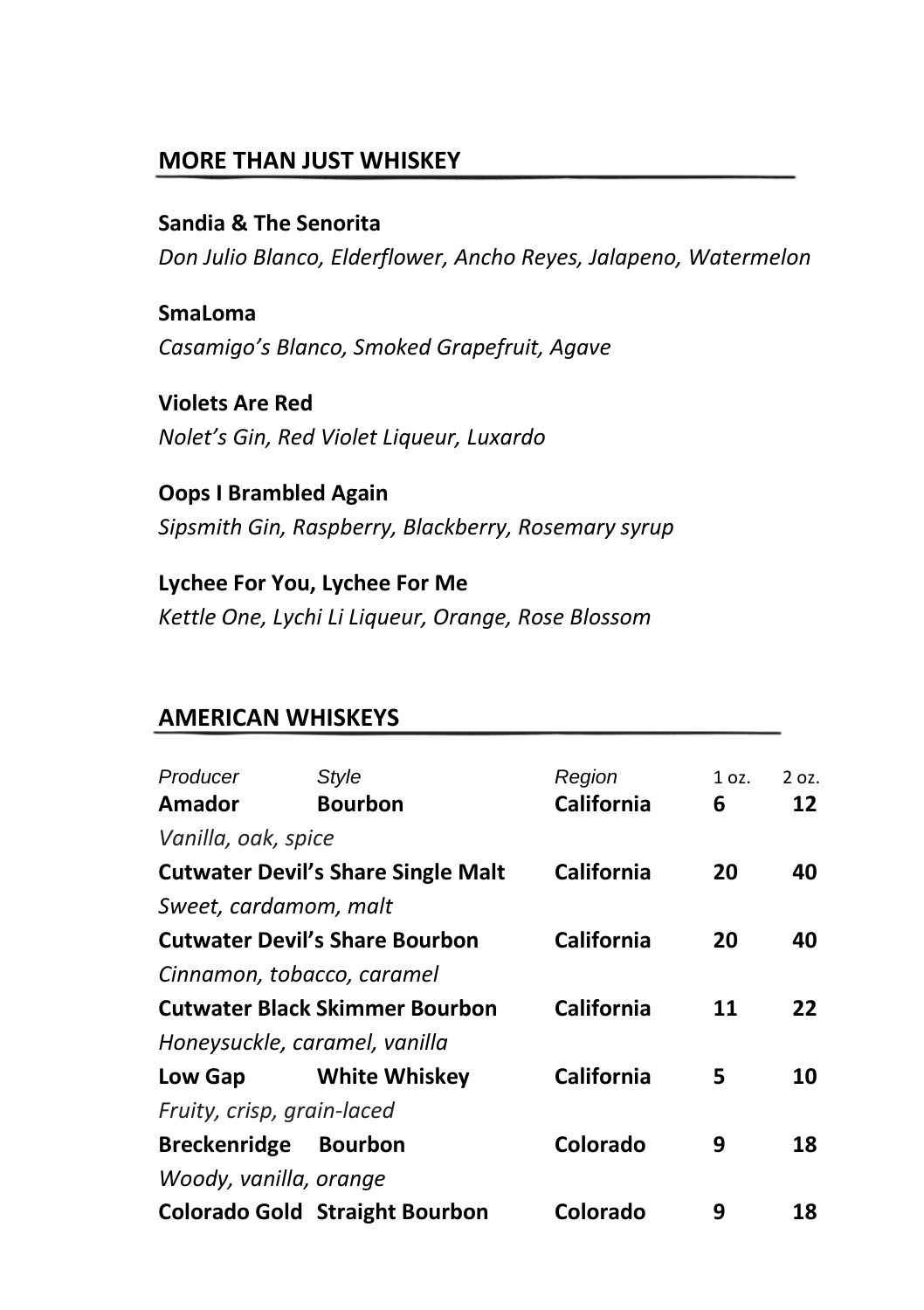## MORE THAN JUST WHISKEY

**Sandia & The Senorita**
*Don Julio Blanco, Elderflower, Ancho Reyes, Jalapeno, Watermelon*

**SmaLoma**
*Casamigo's Blanco, Smoked Grapefruit, Agave*

**Violets Are Red**
*Nolet's Gin, Red Violet Liqueur, Luxardo*

**Oops I Brambled Again**
*Sipsmith Gin, Raspberry, Blackberry, Rosemary syrup*

**Lychee For You, Lychee For Me**
*Kettle One, Lychi Li Liqueur, Orange, Rose Blossom*

## AMERICAN WHISKEYS

| *Producer* | *Style* | *Region* | 1 oz. | 2 oz. |
|---|---|---|---|---|
| **Amador** | **Bourbon** | **California** | **6** | **12** |
| *Vanilla, oak, spice* | | | | |
| **Cutwater Devil's Share Single Malt** | | **California** | **20** | **40** |
| *Sweet, cardamom, malt* | | | | |
| **Cutwater Devil's Share Bourbon** | | **California** | **20** | **40** |
| *Cinnamon, tobacco, caramel* | | | | |
| **Cutwater Black Skimmer Bourbon** | | **California** | **11** | **22** |
| *Honeysuckle, caramel, vanilla* | | | | |
| **Low Gap** | **White Whiskey** | **California** | **5** | **10** |
| *Fruity, crisp, grain-laced* | | | | |
| **Breckenridge** | **Bourbon** | **Colorado** | **9** | **18** |
| *Woody, vanilla, orange* | | | | |
| **Colorado Gold** | **Straight Bourbon** | **Colorado** | **9** | **18** |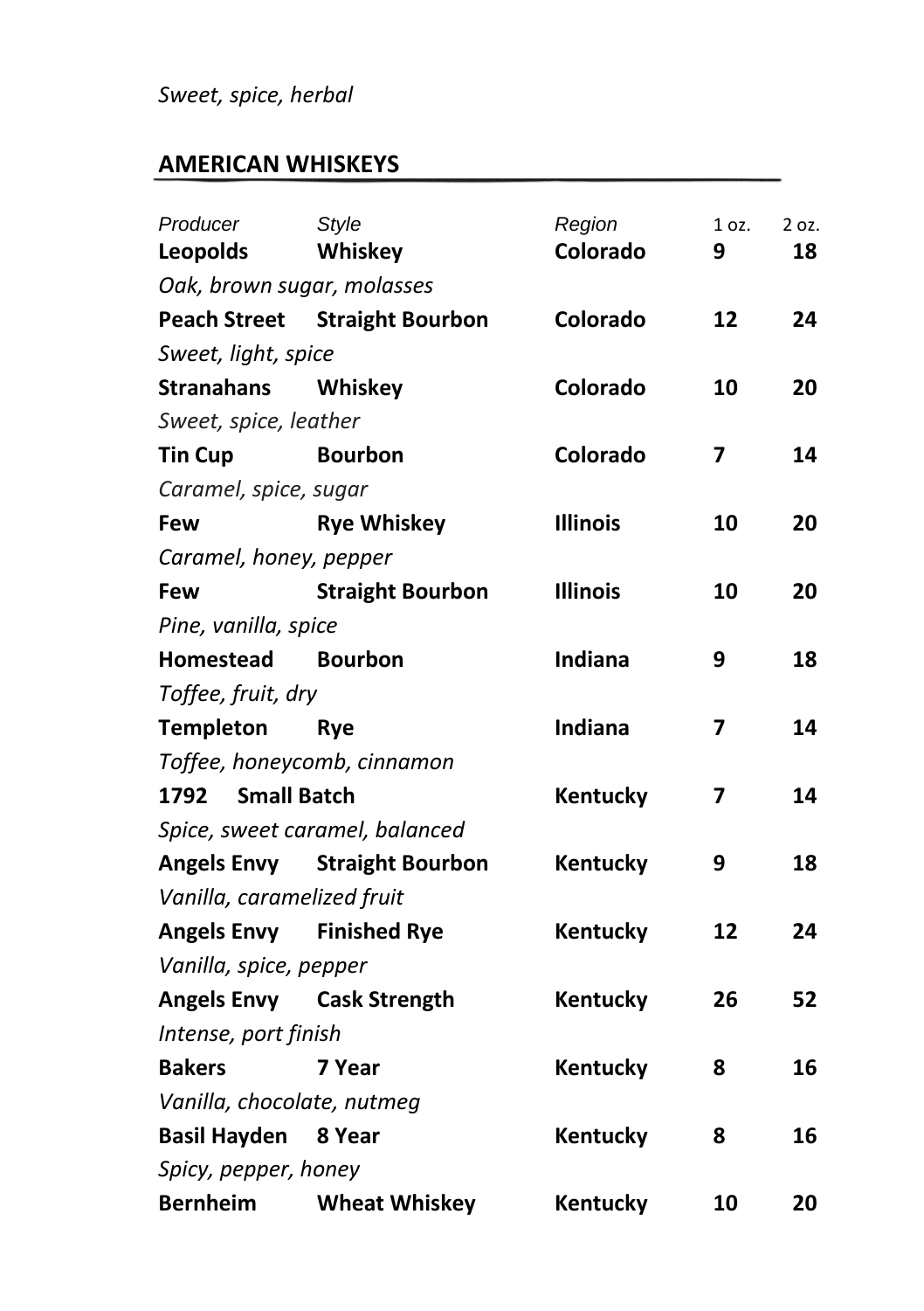*Sweet, spice, herbal*

## AMERICAN WHISKEYS

| *Producer* | *Style* | *Region* | 1 oz. | 2 oz. |
|---|---|---|---|---|
| **Leopolds** | **Whiskey** | **Colorado** | **9** | **18** |
| *Oak, brown sugar, molasses* | | | | |
| **Peach Street** | **Straight Bourbon** | **Colorado** | **12** | **24** |
| *Sweet, light, spice* | | | | |
| **Stranahans** | **Whiskey** | **Colorado** | **10** | **20** |
| *Sweet, spice, leather* | | | | |
| **Tin Cup** | **Bourbon** | **Colorado** | **7** | **14** |
| *Caramel, spice, sugar* | | | | |
| **Few** | **Rye Whiskey** | **Illinois** | **10** | **20** |
| *Caramel, honey, pepper* | | | | |
| **Few** | **Straight Bourbon** | **Illinois** | **10** | **20** |
| *Pine, vanilla, spice* | | | | |
| **Homestead** | **Bourbon** | **Indiana** | **9** | **18** |
| *Toffee, fruit, dry* | | | | |
| **Templeton** | **Rye** | **Indiana** | **7** | **14** |
| *Toffee, honeycomb, cinnamon* | | | | |
| **1792** | **Small Batch** | **Kentucky** | **7** | **14** |
| *Spice, sweet caramel, balanced* | | | | |
| **Angels Envy** | **Straight Bourbon** | **Kentucky** | **9** | **18** |
| *Vanilla, caramelized fruit* | | | | |
| **Angels Envy** | **Finished Rye** | **Kentucky** | **12** | **24** |
| *Vanilla, spice, pepper* | | | | |
| **Angels Envy** | **Cask Strength** | **Kentucky** | **26** | **52** |
| *Intense, port finish* | | | | |
| **Bakers** | **7 Year** | **Kentucky** | **8** | **16** |
| *Vanilla, chocolate, nutmeg* | | | | |
| **Basil Hayden** | **8 Year** | **Kentucky** | **8** | **16** |
| *Spicy, pepper, honey* | | | | |
| **Bernheim** | **Wheat Whiskey** | **Kentucky** | **10** | **20** |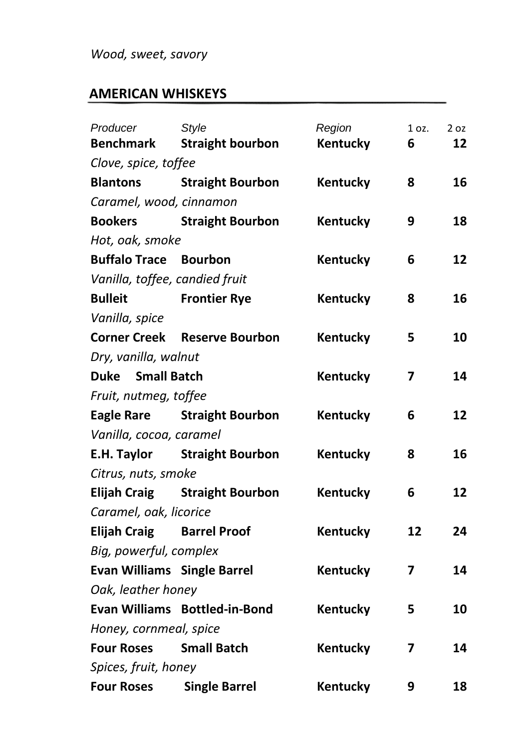*Wood, sweet, savory*

## AMERICAN WHISKEYS

| *Producer* | *Style* | *Region* | 1 oz. | 2 oz |
|---|---|---|---|---|
| **Benchmark** | **Straight bourbon** | **Kentucky** | **6** | **12** |
| *Clove, spice, toffee* | | | | |
| **Blantons** | **Straight Bourbon** | **Kentucky** | **8** | **16** |
| *Caramel, wood, cinnamon* | | | | |
| **Bookers** | **Straight Bourbon** | **Kentucky** | **9** | **18** |
| *Hot, oak, smoke* | | | | |
| **Buffalo Trace** | **Bourbon** | **Kentucky** | **6** | **12** |
| *Vanilla, toffee, candied fruit* | | | | |
| **Bulleit** | **Frontier Rye** | **Kentucky** | **8** | **16** |
| *Vanilla, spice* | | | | |
| **Corner Creek** | **Reserve Bourbon** | **Kentucky** | **5** | **10** |
| *Dry, vanilla, walnut* | | | | |
| **Duke** | **Small Batch** | **Kentucky** | **7** | **14** |
| *Fruit, nutmeg, toffee* | | | | |
| **Eagle Rare** | **Straight Bourbon** | **Kentucky** | **6** | **12** |
| *Vanilla, cocoa, caramel* | | | | |
| **E.H. Taylor** | **Straight Bourbon** | **Kentucky** | **8** | **16** |
| *Citrus, nuts, smoke* | | | | |
| **Elijah Craig** | **Straight Bourbon** | **Kentucky** | **6** | **12** |
| *Caramel, oak, licorice* | | | | |
| **Elijah Craig** | **Barrel Proof** | **Kentucky** | **12** | **24** |
| *Big, powerful, complex* | | | | |
| **Evan Williams** | **Single Barrel** | **Kentucky** | **7** | **14** |
| *Oak, leather honey* | | | | |
| **Evan Williams** | **Bottled-in-Bond** | **Kentucky** | **5** | **10** |
| *Honey, cornmeal, spice* | | | | |
| **Four Roses** | **Small Batch** | **Kentucky** | **7** | **14** |
| *Spices, fruit, honey* | | | | |
| **Four Roses** | **Single Barrel** | **Kentucky** | **9** | **18** |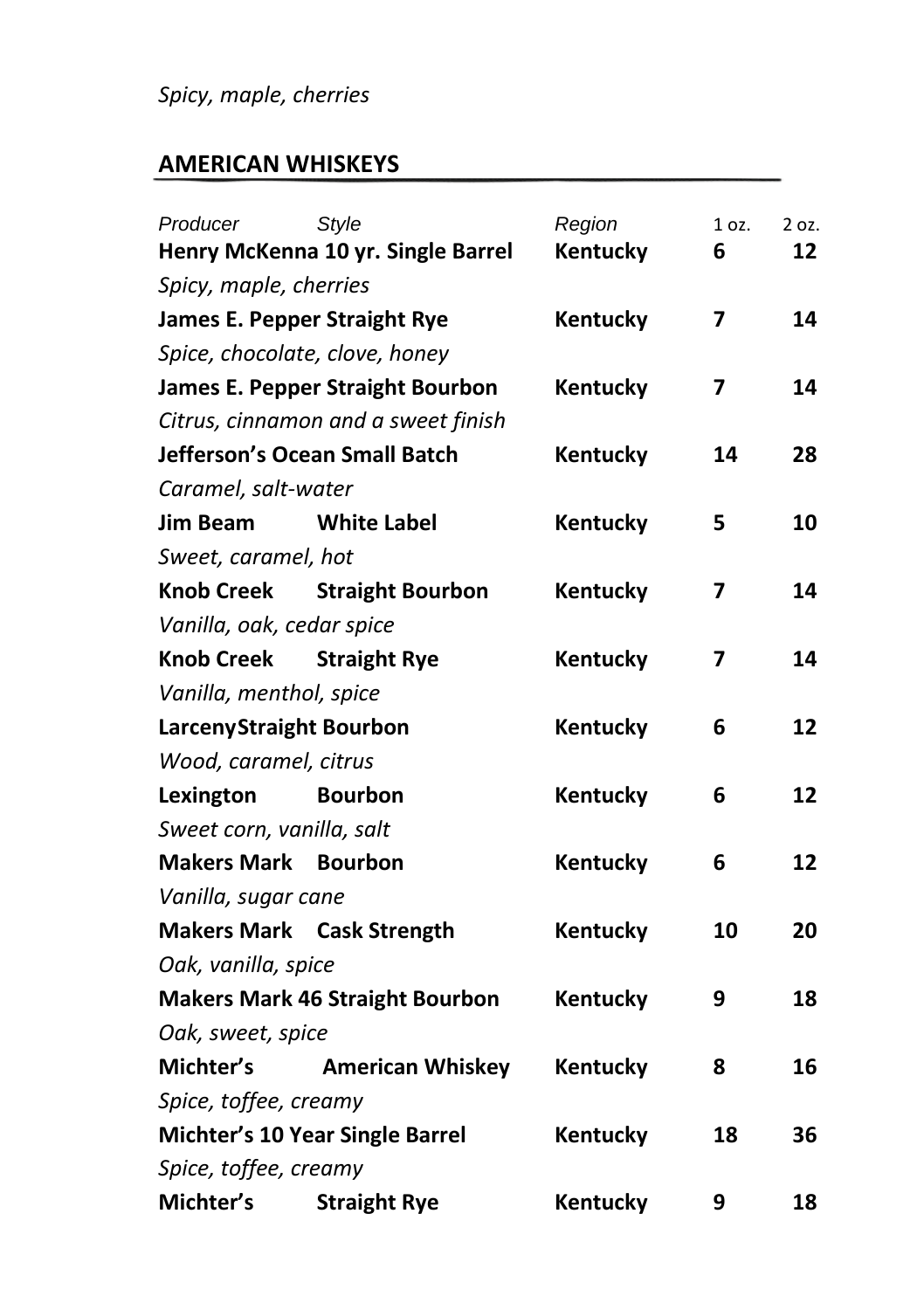*Spicy, maple, cherries*

## AMERICAN WHISKEYS

| Producer Style | Region | 1 oz. | 2 oz. |
|---|---|---|---|
| **Henry McKenna 10 yr. Single Barrel** | **Kentucky** | **6** | **12** |
| *Spicy, maple, cherries* | | | |
| **James E. Pepper Straight Rye** | **Kentucky** | **7** | **14** |
| *Spice, chocolate, clove, honey* | | | |
| **James E. Pepper Straight Bourbon** | **Kentucky** | **7** | **14** |
| *Citrus, cinnamon and a sweet finish* | | | |
| **Jefferson's Ocean Small Batch** | **Kentucky** | **14** | **28** |
| *Caramel, salt-water* | | | |
| **Jim Beam White Label** | **Kentucky** | **5** | **10** |
| *Sweet, caramel, hot* | | | |
| **Knob Creek Straight Bourbon** | **Kentucky** | **7** | **14** |
| *Vanilla, oak, cedar spice* | | | |
| **Knob Creek Straight Rye** | **Kentucky** | **7** | **14** |
| *Vanilla, menthol, spice* | | | |
| **LarcenyStraight Bourbon** | **Kentucky** | **6** | **12** |
| *Wood, caramel, citrus* | | | |
| **Lexington Bourbon** | **Kentucky** | **6** | **12** |
| *Sweet corn, vanilla, salt* | | | |
| **Makers Mark Bourbon** | **Kentucky** | **6** | **12** |
| *Vanilla, sugar cane* | | | |
| **Makers Mark Cask Strength** | **Kentucky** | **10** | **20** |
| *Oak, vanilla, spice* | | | |
| **Makers Mark 46 Straight Bourbon** | **Kentucky** | **9** | **18** |
| *Oak, sweet, spice* | | | |
| **Michter's American Whiskey** | **Kentucky** | **8** | **16** |
| *Spice, toffee, creamy* | | | |
| **Michter's 10 Year Single Barrel** | **Kentucky** | **18** | **36** |
| *Spice, toffee, creamy* | | | |
| **Michter's Straight Rye** | **Kentucky** | **9** | **18** |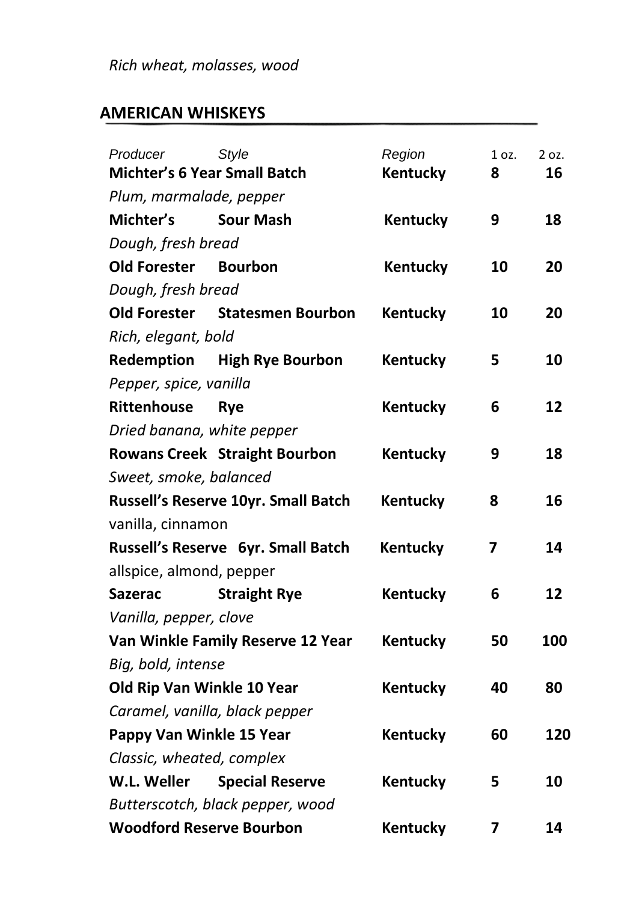*Rich wheat, molasses, wood*

## AMERICAN WHISKEYS

| Producer | Style | Region | 1 oz. | 2 oz. |
|---|---|---|---|---|
| **Michter's 6 Year Small Batch** | | **Kentucky** | **8** | **16** |
| *Plum, marmalade, pepper* | | | | |
| **Michter's** | **Sour Mash** | **Kentucky** | **9** | **18** |
| *Dough, fresh bread* | | | | |
| **Old Forester** | **Bourbon** | **Kentucky** | **10** | **20** |
| *Dough, fresh bread* | | | | |
| **Old Forester** | **Statesmen Bourbon** | **Kentucky** | **10** | **20** |
| *Rich, elegant, bold* | | | | |
| **Redemption** | **High Rye Bourbon** | **Kentucky** | **5** | **10** |
| *Pepper, spice, vanilla* | | | | |
| **Rittenhouse** | **Rye** | **Kentucky** | **6** | **12** |
| *Dried banana, white pepper* | | | | |
| **Rowans Creek** | **Straight Bourbon** | **Kentucky** | **9** | **18** |
| *Sweet, smoke, balanced* | | | | |
| **Russell's Reserve 10yr. Small Batch** | | **Kentucky** | **8** | **16** |
| vanilla, cinnamon | | | | |
| **Russell's Reserve** | **6yr. Small Batch** | **Kentucky** | **7** | **14** |
| allspice, almond, pepper | | | | |
| **Sazerac** | **Straight Rye** | **Kentucky** | **6** | **12** |
| *Vanilla, pepper, clove* | | | | |
| **Van Winkle Family Reserve 12 Year** | | **Kentucky** | **50** | **100** |
| *Big, bold, intense* | | | | |
| **Old Rip Van Winkle 10 Year** | | **Kentucky** | **40** | **80** |
| *Caramel, vanilla, black pepper* | | | | |
| **Pappy Van Winkle 15 Year** | | **Kentucky** | **60** | **120** |
| *Classic, wheated, complex* | | | | |
| **W.L. Weller** | **Special Reserve** | **Kentucky** | **5** | **10** |
| *Butterscotch, black pepper, wood* | | | | |
| **Woodford Reserve Bourbon** | | **Kentucky** | **7** | **14** |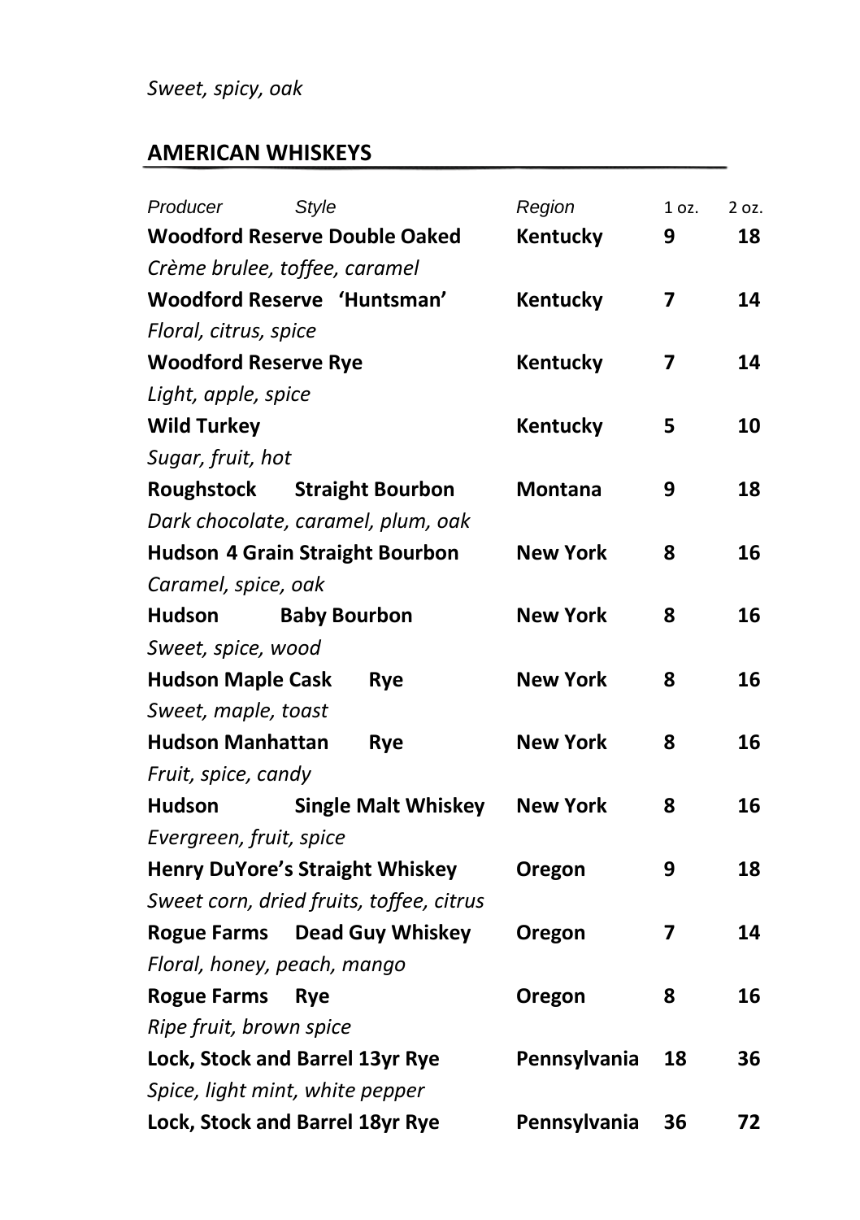*Sweet, spicy, oak*

## AMERICAN WHISKEYS

| *Producer* | *Style* | *Region* | 1 oz. | 2 oz. |
|---|---|---|---|---|
| **Woodford Reserve Double Oaked** | | **Kentucky** | **9** | **18** |
| *Crème brulee, toffee, caramel* | | | | |
| **Woodford Reserve** | **'Huntsman'** | **Kentucky** | **7** | **14** |
| *Floral, citrus, spice* | | | | |
| **Woodford Reserve Rye** | | **Kentucky** | **7** | **14** |
| *Light, apple, spice* | | | | |
| **Wild Turkey** | | **Kentucky** | **5** | **10** |
| *Sugar, fruit, hot* | | | | |
| **Roughstock** | **Straight Bourbon** | **Montana** | **9** | **18** |
| *Dark chocolate, caramel, plum, oak* | | | | |
| **Hudson** | **4 Grain Straight Bourbon** | **New York** | **8** | **16** |
| *Caramel, spice, oak* | | | | |
| **Hudson** | **Baby Bourbon** | **New York** | **8** | **16** |
| *Sweet, spice, wood* | | | | |
| **Hudson Maple Cask** | **Rye** | **New York** | **8** | **16** |
| *Sweet, maple, toast* | | | | |
| **Hudson Manhattan** | **Rye** | **New York** | **8** | **16** |
| *Fruit, spice, candy* | | | | |
| **Hudson** | **Single Malt Whiskey** | **New York** | **8** | **16** |
| *Evergreen, fruit, spice* | | | | |
| **Henry DuYore's Straight Whiskey** | | **Oregon** | **9** | **18** |
| *Sweet corn, dried fruits, toffee, citrus* | | | | |
| **Rogue Farms** | **Dead Guy Whiskey** | **Oregon** | **7** | **14** |
| *Floral, honey, peach, mango* | | | | |
| **Rogue Farms** | **Rye** | **Oregon** | **8** | **16** |
| *Ripe fruit, brown spice* | | | | |
| **Lock, Stock and Barrel 13yr Rye** | | **Pennsylvania** | **18** | **36** |
| *Spice, light mint, white pepper* | | | | |
| **Lock, Stock and Barrel 18yr Rye** | | **Pennsylvania** | **36** | **72** |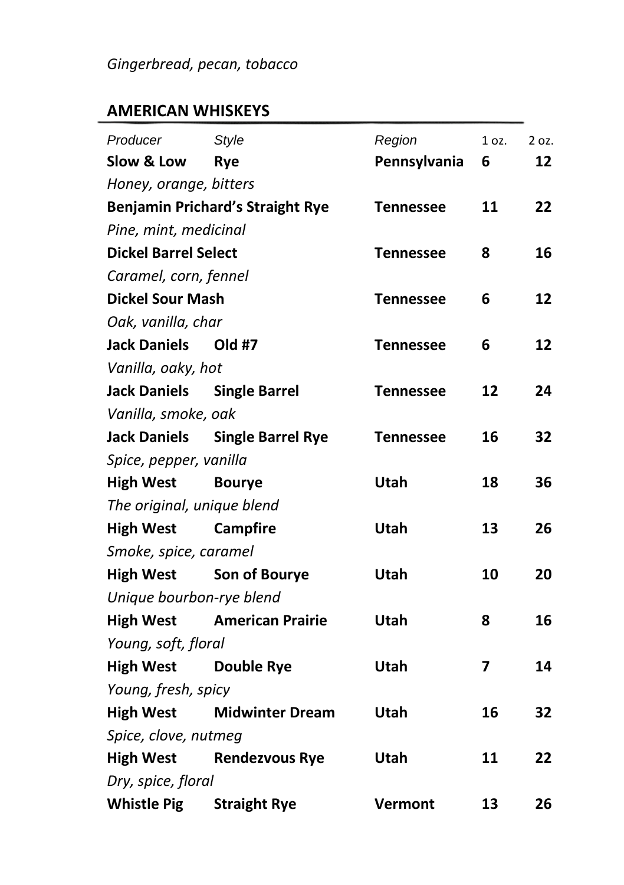*Gingerbread, pecan, tobacco*

## AMERICAN WHISKEYS

| Producer | Style | Region | 1 oz. | 2 oz. |
|---|---|---|---|---|
| **Slow & Low** | **Rye** | **Pennsylvania** | **6** | **12** |
| *Honey, orange, bitters* | | | | |
| **Benjamin Prichard's Straight Rye** | | **Tennessee** | **11** | **22** |
| *Pine, mint, medicinal* | | | | |
| **Dickel Barrel Select** | | **Tennessee** | **8** | **16** |
| *Caramel, corn, fennel* | | | | |
| **Dickel Sour Mash** | | **Tennessee** | **6** | **12** |
| *Oak, vanilla, char* | | | | |
| **Jack Daniels** | **Old #7** | **Tennessee** | **6** | **12** |
| *Vanilla, oaky, hot* | | | | |
| **Jack Daniels** | **Single Barrel** | **Tennessee** | **12** | **24** |
| *Vanilla, smoke, oak* | | | | |
| **Jack Daniels** | **Single Barrel Rye** | **Tennessee** | **16** | **32** |
| *Spice, pepper, vanilla* | | | | |
| **High West** | **Bourye** | **Utah** | **18** | **36** |
| *The original, unique blend* | | | | |
| **High West** | **Campfire** | **Utah** | **13** | **26** |
| *Smoke, spice, caramel* | | | | |
| **High West** | **Son of Bourye** | **Utah** | **10** | **20** |
| *Unique bourbon-rye blend* | | | | |
| **High West** | **American Prairie** | **Utah** | **8** | **16** |
| *Young, soft, floral* | | | | |
| **High West** | **Double Rye** | **Utah** | **7** | **14** |
| *Young, fresh, spicy* | | | | |
| **High West** | **Midwinter Dream** | **Utah** | **16** | **32** |
| *Spice, clove, nutmeg* | | | | |
| **High West** | **Rendezvous Rye** | **Utah** | **11** | **22** |
| *Dry, spice, floral* | | | | |
| **Whistle Pig** | **Straight Rye** | **Vermont** | **13** | **26** |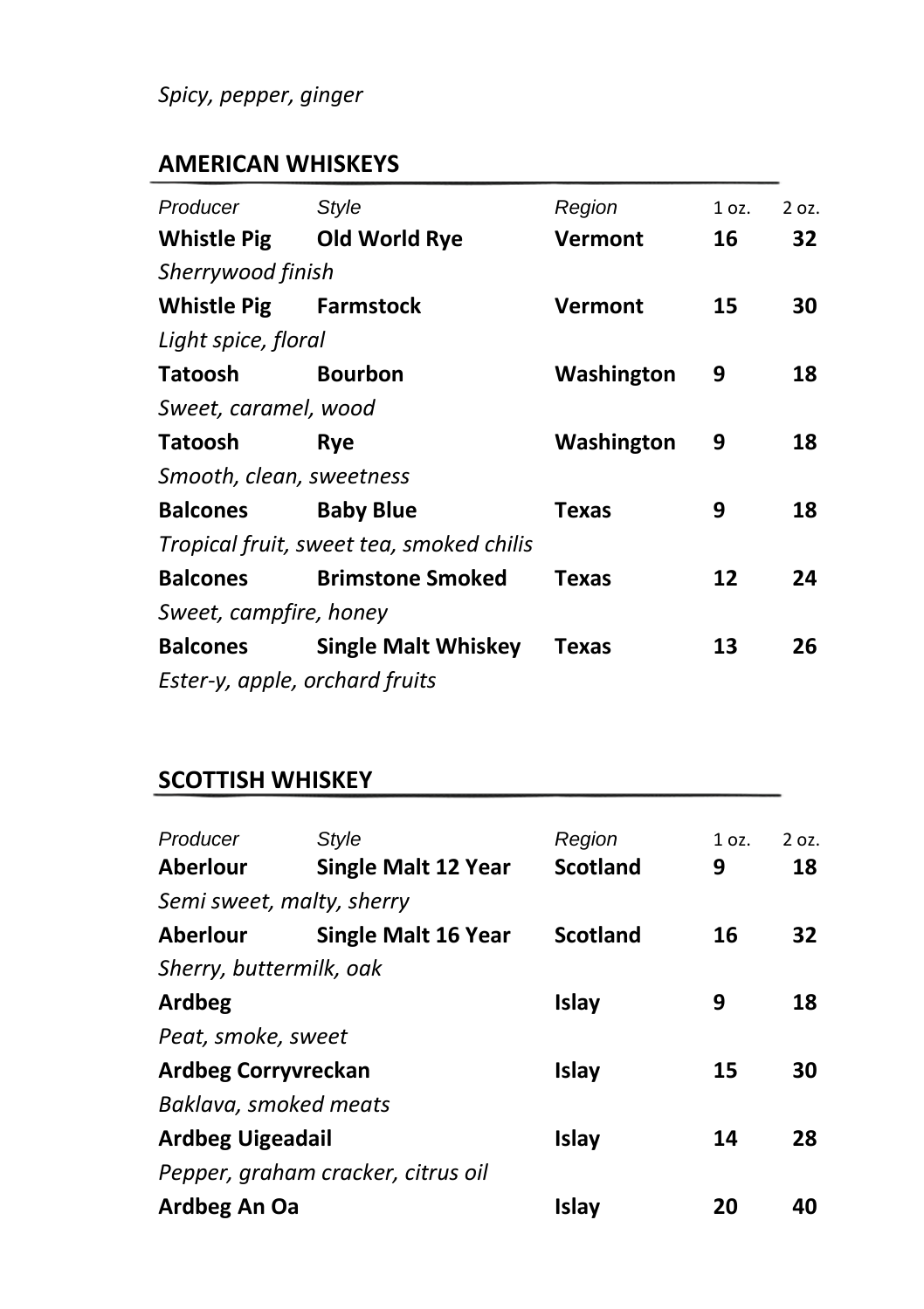*Spicy, pepper, ginger*

## AMERICAN WHISKEYS

| *Producer* | *Style* | *Region* | 1 oz. | 2 oz. |
|---|---|---|---|---|
| **Whistle Pig** | **Old World Rye** | **Vermont** | **16** | **32** |
| *Sherrywood finish* | | | | |
| **Whistle Pig** | **Farmstock** | **Vermont** | **15** | **30** |
| *Light spice, floral* | | | | |
| **Tatoosh** | **Bourbon** | **Washington** | **9** | **18** |
| *Sweet, caramel, wood* | | | | |
| **Tatoosh** | **Rye** | **Washington** | **9** | **18** |
| *Smooth, clean, sweetness* | | | | |
| **Balcones** | **Baby Blue** | **Texas** | **9** | **18** |
| *Tropical fruit, sweet tea, smoked chilis* | | | | |
| **Balcones** | **Brimstone Smoked** | **Texas** | **12** | **24** |
| *Sweet, campfire, honey* | | | | |
| **Balcones** | **Single Malt Whiskey** | **Texas** | **13** | **26** |
| *Ester-y, apple, orchard fruits* | | | | |

## SCOTTISH WHISKEY

| *Producer* | *Style* | *Region* | 1 oz. | 2 oz. |
|---|---|---|---|---|
| **Aberlour** | **Single Malt 12 Year** | **Scotland** | **9** | **18** |
| *Semi sweet, malty, sherry* | | | | |
| **Aberlour** | **Single Malt 16 Year** | **Scotland** | **16** | **32** |
| *Sherry, buttermilk, oak* | | | | |
| **Ardbeg** | | **Islay** | **9** | **18** |
| *Peat, smoke, sweet* | | | | |
| **Ardbeg Corryvreckan** | | **Islay** | **15** | **30** |
| *Baklava, smoked meats* | | | | |
| **Ardbeg Uigeadail** | | **Islay** | **14** | **28** |
| *Pepper, graham cracker, citrus oil* | | | | |
| **Ardbeg An Oa** | | **Islay** | **20** | **40** |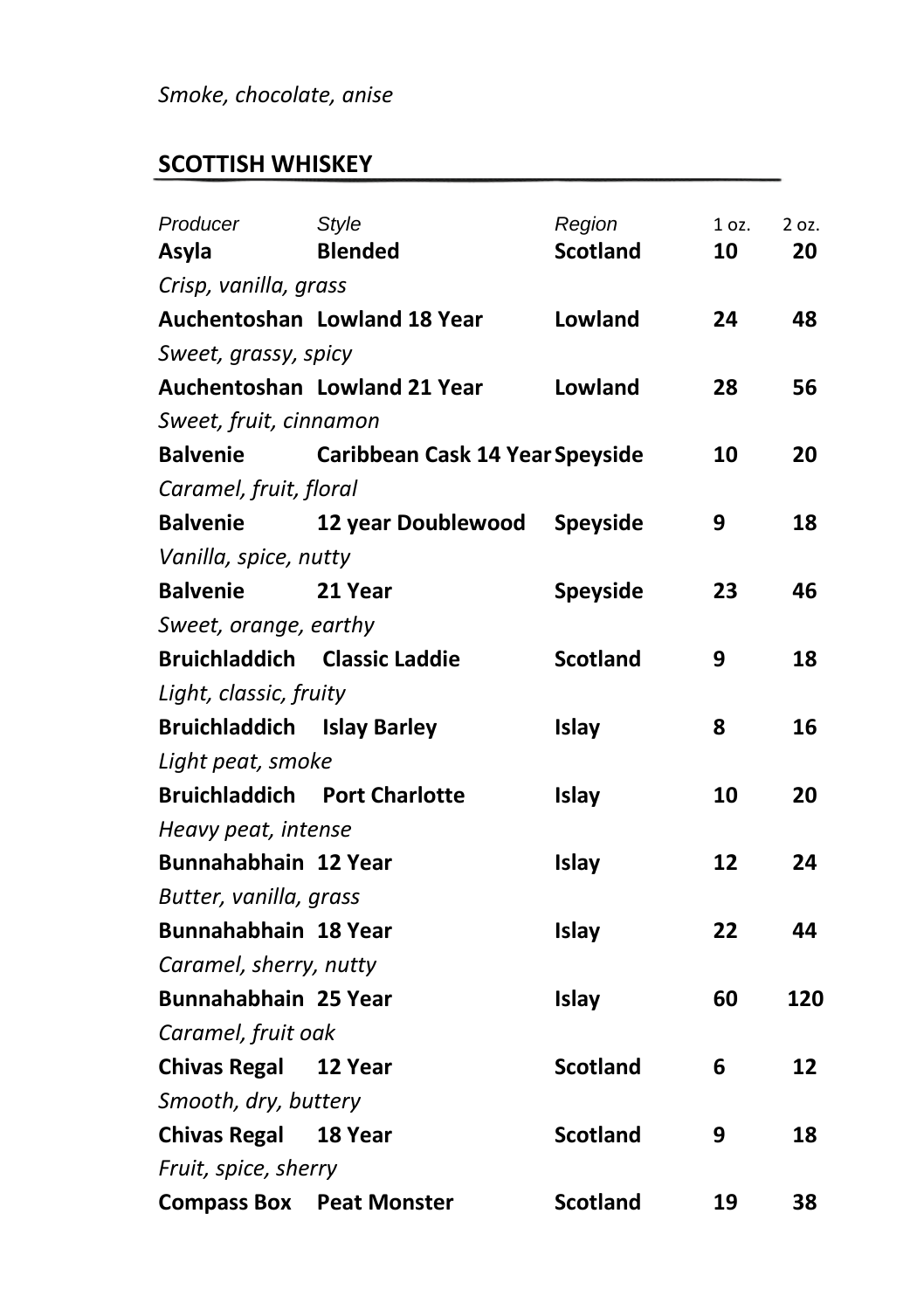*Smoke, chocolate, anise*

## SCOTTISH WHISKEY

| *Producer* | *Style* | *Region* | 1 oz. | 2 oz. |
|---|---|---|---|---|
| **Asyla** | **Blended** | **Scotland** | **10** | **20** |
| *Crisp, vanilla, grass* | | | | |
| **Auchentoshan** | **Lowland 18 Year** | **Lowland** | **24** | **48** |
| *Sweet, grassy, spicy* | | | | |
| **Auchentoshan** | **Lowland 21 Year** | **Lowland** | **28** | **56** |
| *Sweet, fruit, cinnamon* | | | | |
| **Balvenie** | **Caribbean Cask 14 Year** | **Speyside** | **10** | **20** |
| *Caramel, fruit, floral* | | | | |
| **Balvenie** | **12 year Doublewood** | **Speyside** | **9** | **18** |
| *Vanilla, spice, nutty* | | | | |
| **Balvenie** | **21 Year** | **Speyside** | **23** | **46** |
| *Sweet, orange, earthy* | | | | |
| **Bruichladdich** | **Classic Laddie** | **Scotland** | **9** | **18** |
| *Light, classic, fruity* | | | | |
| **Bruichladdich** | **Islay Barley** | **Islay** | **8** | **16** |
| *Light peat, smoke* | | | | |
| **Bruichladdich** | **Port Charlotte** | **Islay** | **10** | **20** |
| *Heavy peat, intense* | | | | |
| **Bunnahabhain** | **12 Year** | **Islay** | **12** | **24** |
| *Butter, vanilla, grass* | | | | |
| **Bunnahabhain** | **18 Year** | **Islay** | **22** | **44** |
| *Caramel, sherry, nutty* | | | | |
| **Bunnahabhain** | **25 Year** | **Islay** | **60** | **120** |
| *Caramel, fruit oak* | | | | |
| **Chivas Regal** | **12 Year** | **Scotland** | **6** | **12** |
| *Smooth, dry, buttery* | | | | |
| **Chivas Regal** | **18 Year** | **Scotland** | **9** | **18** |
| *Fruit, spice, sherry* | | | | |
| **Compass Box** | **Peat Monster** | **Scotland** | **19** | **38** |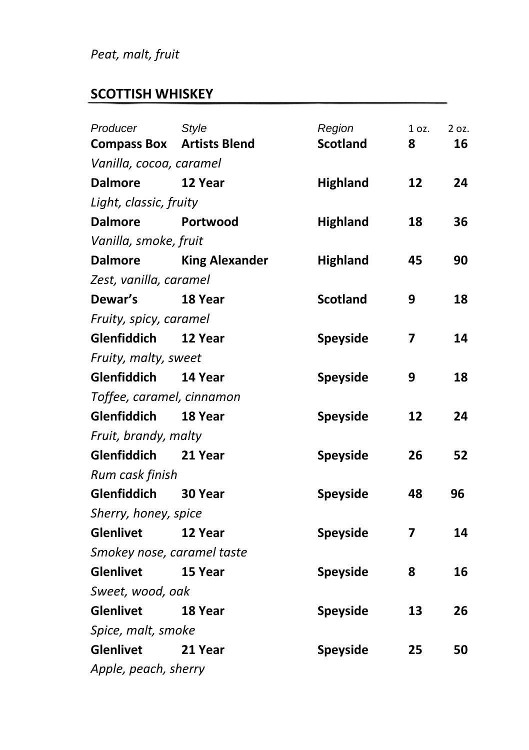*Peat, malt, fruit*

## SCOTTISH WHISKEY

| *Producer* | *Style* | *Region* | 1 oz. | 2 oz. |
|---|---|---|---|---|
| **Compass Box** | **Artists Blend** | **Scotland** | **8** | **16** |
| *Vanilla, cocoa, caramel* | | | | |
| **Dalmore** | **12 Year** | **Highland** | **12** | **24** |
| *Light, classic, fruity* | | | | |
| **Dalmore** | **Portwood** | **Highland** | **18** | **36** |
| *Vanilla, smoke, fruit* | | | | |
| **Dalmore** | **King Alexander** | **Highland** | **45** | **90** |
| *Zest, vanilla, caramel* | | | | |
| **Dewar's** | **18 Year** | **Scotland** | **9** | **18** |
| *Fruity, spicy, caramel* | | | | |
| **Glenfiddich** | **12 Year** | **Speyside** | **7** | **14** |
| *Fruity, malty, sweet* | | | | |
| **Glenfiddich** | **14 Year** | **Speyside** | **9** | **18** |
| *Toffee, caramel, cinnamon* | | | | |
| **Glenfiddich** | **18 Year** | **Speyside** | **12** | **24** |
| *Fruit, brandy, malty* | | | | |
| **Glenfiddich** | **21 Year** | **Speyside** | **26** | **52** |
| *Rum cask finish* | | | | |
| **Glenfiddich** | **30 Year** | **Speyside** | **48** | **96** |
| *Sherry, honey, spice* | | | | |
| **Glenlivet** | **12 Year** | **Speyside** | **7** | **14** |
| *Smokey nose, caramel taste* | | | | |
| **Glenlivet** | **15 Year** | **Speyside** | **8** | **16** |
| *Sweet, wood, oak* | | | | |
| **Glenlivet** | **18 Year** | **Speyside** | **13** | **26** |
| *Spice, malt, smoke* | | | | |
| **Glenlivet** | **21 Year** | **Speyside** | **25** | **50** |
| *Apple, peach, sherry* | | | | |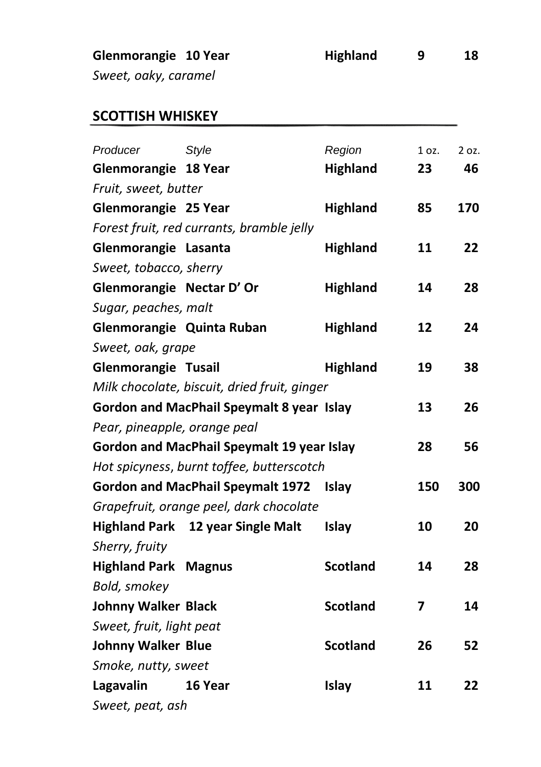| | | | | |
|---|---|---|---|---|
| **Glenmorangie** | **10 Year** | **Highland** | **9** | **18** |
| *Sweet, oaky, caramel* | | | | |

## SCOTTISH WHISKEY

| *Producer* | *Style* | *Region* | 1 oz. | 2 oz. |
|---|---|---|---|---|
| **Glenmorangie** | **18 Year** | **Highland** | **23** | **46** |
| *Fruit, sweet, butter* | | | | |
| **Glenmorangie** | **25 Year** | **Highland** | **85** | **170** |
| *Forest fruit, red currants, bramble jelly* | | | | |
| **Glenmorangie** | **Lasanta** | **Highland** | **11** | **22** |
| *Sweet, tobacco, sherry* | | | | |
| **Glenmorangie** | **Nectar D' Or** | **Highland** | **14** | **28** |
| *Sugar, peaches, malt* | | | | |
| **Glenmorangie** | **Quinta Ruban** | **Highland** | **12** | **24** |
| *Sweet, oak, grape* | | | | |
| **Glenmorangie** | **Tusail** | **Highland** | **19** | **38** |
| *Milk chocolate, biscuit, dried fruit, ginger* | | | | |
| **Gordon and MacPhail** | **Speymalt 8 year** | **Islay** | **13** | **26** |
| *Pear, pineapple, orange peal* | | | | |
| **Gordon and MacPhail** | **Speymalt 19 year** | **Islay** | **28** | **56** |
| *Hot spicyness, burnt toffee, butterscotch* | | | | |
| **Gordon and MacPhail** | **Speymalt 1972** | **Islay** | **150** | **300** |
| *Grapefruit, orange peel, dark chocolate* | | | | |
| **Highland Park** | **12 year Single Malt** | **Islay** | **10** | **20** |
| *Sherry, fruity* | | | | |
| **Highland Park** | **Magnus** | **Scotland** | **14** | **28** |
| *Bold, smokey* | | | | |
| **Johnny Walker** | **Black** | **Scotland** | **7** | **14** |
| *Sweet, fruit, light peat* | | | | |
| **Johnny Walker** | **Blue** | **Scotland** | **26** | **52** |
| *Smoke, nutty, sweet* | | | | |
| **Lagavalin** | **16 Year** | **Islay** | **11** | **22** |
| *Sweet, peat, ash* | | | | |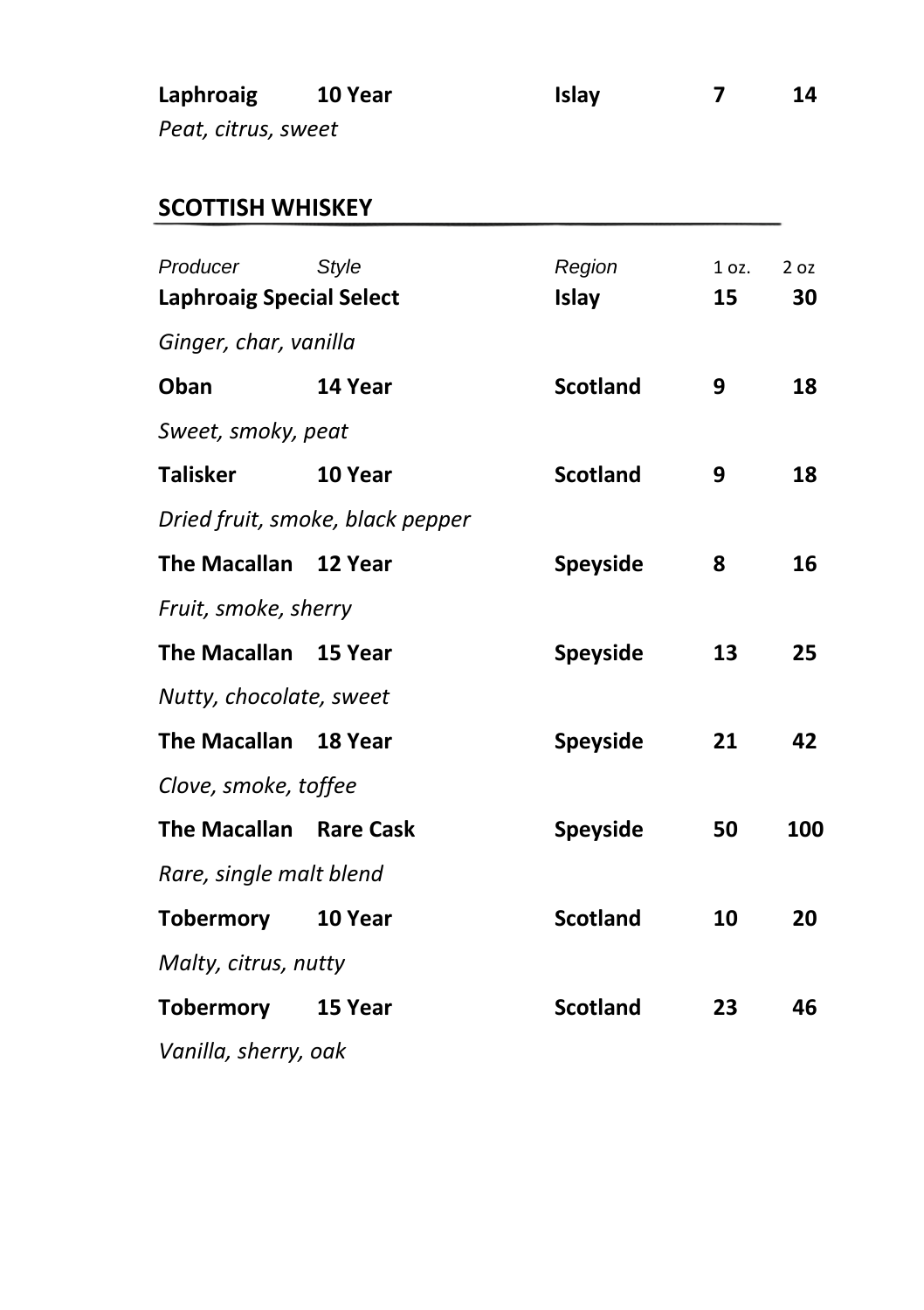**Laphroaig** **10 Year** **Islay** **7** **14**

*Peat, citrus, sweet*

## SCOTTISH WHISKEY

| *Producer* | *Style* | *Region* | 1 oz. | 2 oz |
|---|---|---|---|---|
| **Laphroaig Special Select** | | **Islay** | **15** | **30** |
| *Ginger, char, vanilla* | | | | |
| **Oban** | **14 Year** | **Scotland** | **9** | **18** |
| *Sweet, smoky, peat* | | | | |
| **Talisker** | **10 Year** | **Scotland** | **9** | **18** |
| *Dried fruit, smoke, black pepper* | | | | |
| **The Macallan** | **12 Year** | **Speyside** | **8** | **16** |
| *Fruit, smoke, sherry* | | | | |
| **The Macallan** | **15 Year** | **Speyside** | **13** | **25** |
| *Nutty, chocolate, sweet* | | | | |
| **The Macallan** | **18 Year** | **Speyside** | **21** | **42** |
| *Clove, smoke, toffee* | | | | |
| **The Macallan** | **Rare Cask** | **Speyside** | **50** | **100** |
| *Rare, single malt blend* | | | | |
| **Tobermory** | **10 Year** | **Scotland** | **10** | **20** |
| *Malty, citrus, nutty* | | | | |
| **Tobermory** | **15 Year** | **Scotland** | **23** | **46** |
| *Vanilla, sherry, oak* | | | | |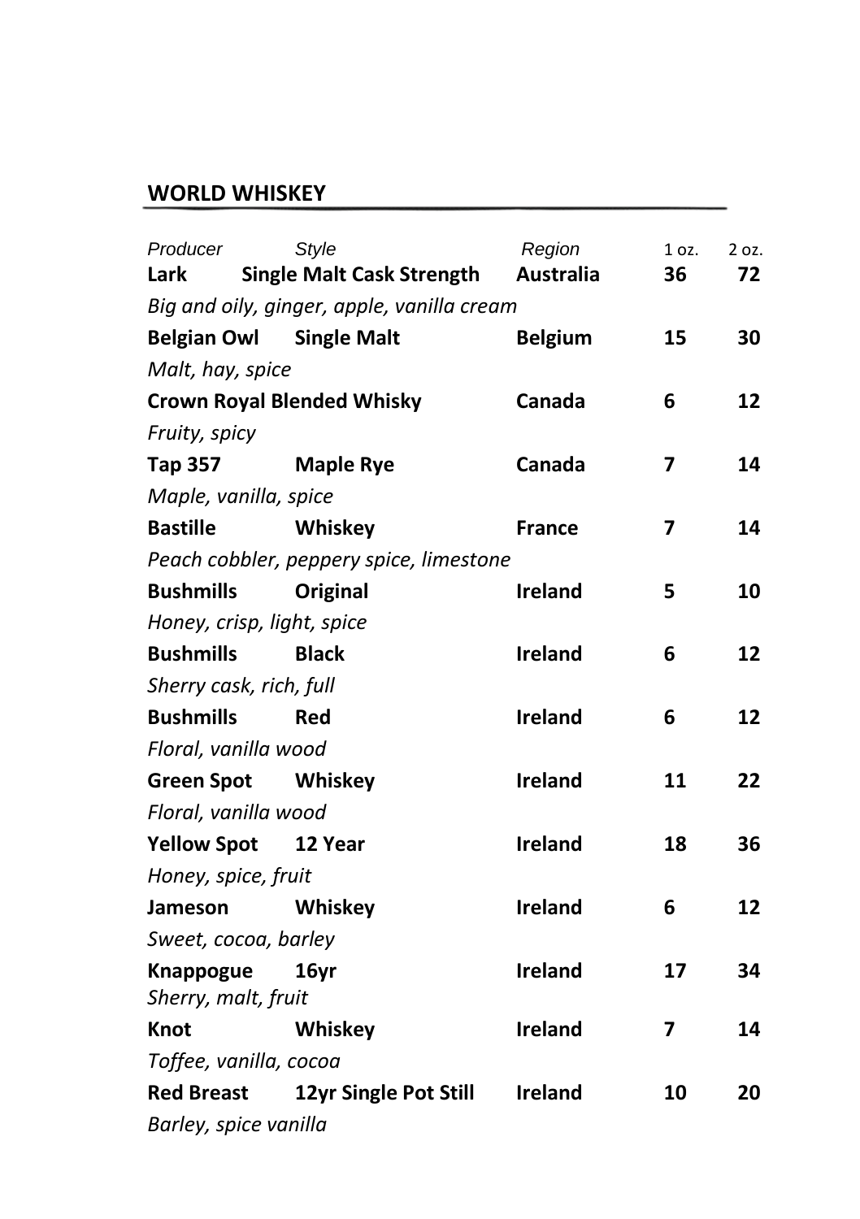## WORLD WHISKEY

| Producer | Style | Region | 1 oz. | 2 oz. |
|---|---|---|---|---|
| **Lark** | **Single Malt Cask Strength** | **Australia** | **36** | **72** |
| *Big and oily, ginger, apple, vanilla cream* | | | | |
| **Belgian Owl** | **Single Malt** | **Belgium** | **15** | **30** |
| *Malt, hay, spice* | | | | |
| **Crown Royal** | **Blended Whisky** | **Canada** | **6** | **12** |
| *Fruity, spicy* | | | | |
| **Tap 357** | **Maple Rye** | **Canada** | **7** | **14** |
| *Maple, vanilla, spice* | | | | |
| **Bastille** | **Whiskey** | **France** | **7** | **14** |
| *Peach cobbler, peppery spice, limestone* | | | | |
| **Bushmills** | **Original** | **Ireland** | **5** | **10** |
| *Honey, crisp, light, spice* | | | | |
| **Bushmills** | **Black** | **Ireland** | **6** | **12** |
| *Sherry cask, rich, full* | | | | |
| **Bushmills** | **Red** | **Ireland** | **6** | **12** |
| *Floral, vanilla wood* | | | | |
| **Green Spot** | **Whiskey** | **Ireland** | **11** | **22** |
| *Floral, vanilla wood* | | | | |
| **Yellow Spot** | **12 Year** | **Ireland** | **18** | **36** |
| *Honey, spice, fruit* | | | | |
| **Jameson** | **Whiskey** | **Ireland** | **6** | **12** |
| *Sweet, cocoa, barley* | | | | |
| **Knappogue** | **16yr** | **Ireland** | **17** | **34** |
| *Sherry, malt, fruit* | | | | |
| **Knot** | **Whiskey** | **Ireland** | **7** | **14** |
| *Toffee, vanilla, cocoa* | | | | |
| **Red Breast** | **12yr Single Pot Still** | **Ireland** | **10** | **20** |
| *Barley, spice vanilla* | | | | |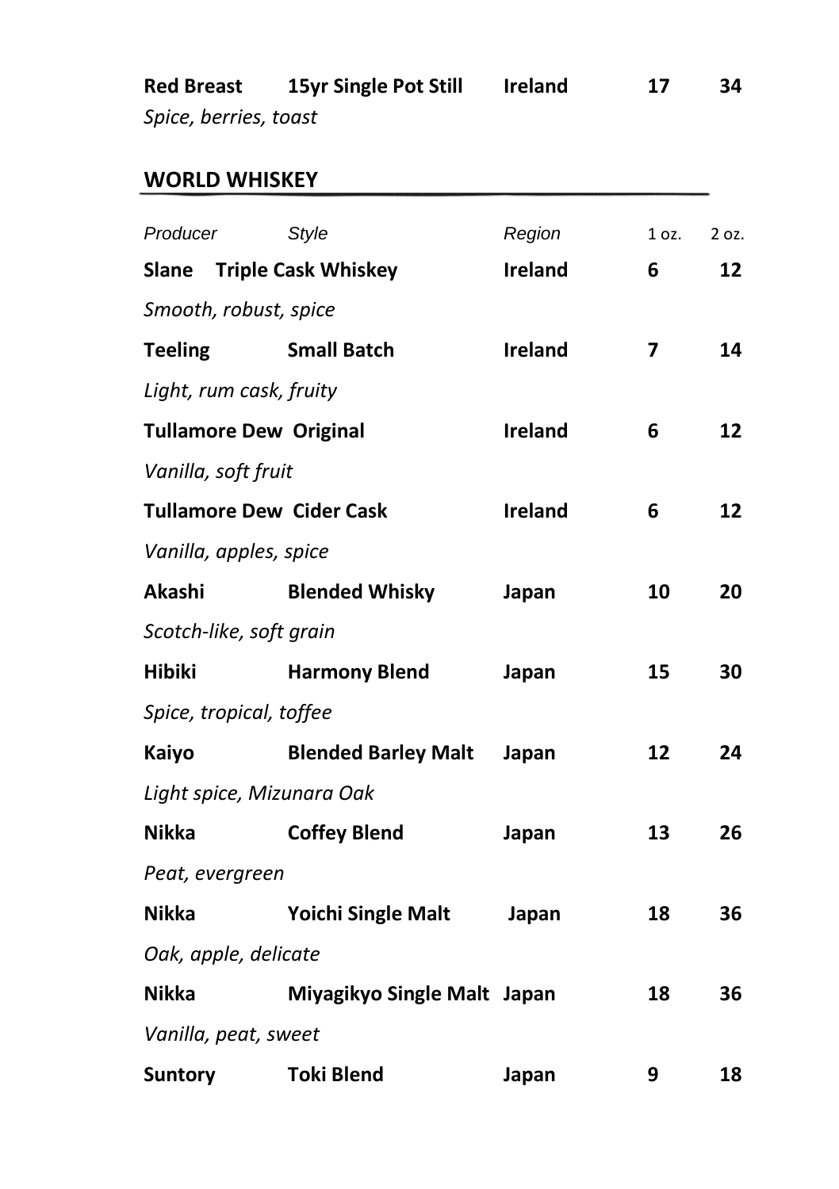| Red Breast | 15yr Single Pot Still | Ireland | 17 | 34 |
|---|---|---|---|---|
| *Spice, berries, toast* | | | | |

## WORLD WHISKEY

| *Producer* | *Style* | *Region* | 1 oz. | 2 oz. |
|---|---|---|---|---|
| **Slane** | **Triple Cask Whiskey** | **Ireland** | **6** | **12** |
| *Smooth, robust, spice* | | | | |
| **Teeling** | **Small Batch** | **Ireland** | **7** | **14** |
| *Light, rum cask, fruity* | | | | |
| **Tullamore Dew** | **Original** | **Ireland** | **6** | **12** |
| *Vanilla, soft fruit* | | | | |
| **Tullamore Dew** | **Cider Cask** | **Ireland** | **6** | **12** |
| *Vanilla, apples, spice* | | | | |
| **Akashi** | **Blended Whisky** | **Japan** | **10** | **20** |
| *Scotch-like, soft grain* | | | | |
| **Hibiki** | **Harmony Blend** | **Japan** | **15** | **30** |
| *Spice, tropical, toffee* | | | | |
| **Kaiyo** | **Blended Barley Malt** | **Japan** | **12** | **24** |
| *Light spice, Mizunara Oak* | | | | |
| **Nikka** | **Coffey Blend** | **Japan** | **13** | **26** |
| *Peat, evergreen* | | | | |
| **Nikka** | **Yoichi Single Malt** | **Japan** | **18** | **36** |
| *Oak, apple, delicate* | | | | |
| **Nikka** | **Miyagikyo Single Malt** | **Japan** | **18** | **36** |
| *Vanilla, peat, sweet* | | | | |
| **Suntory** | **Toki Blend** | **Japan** | **9** | **18** |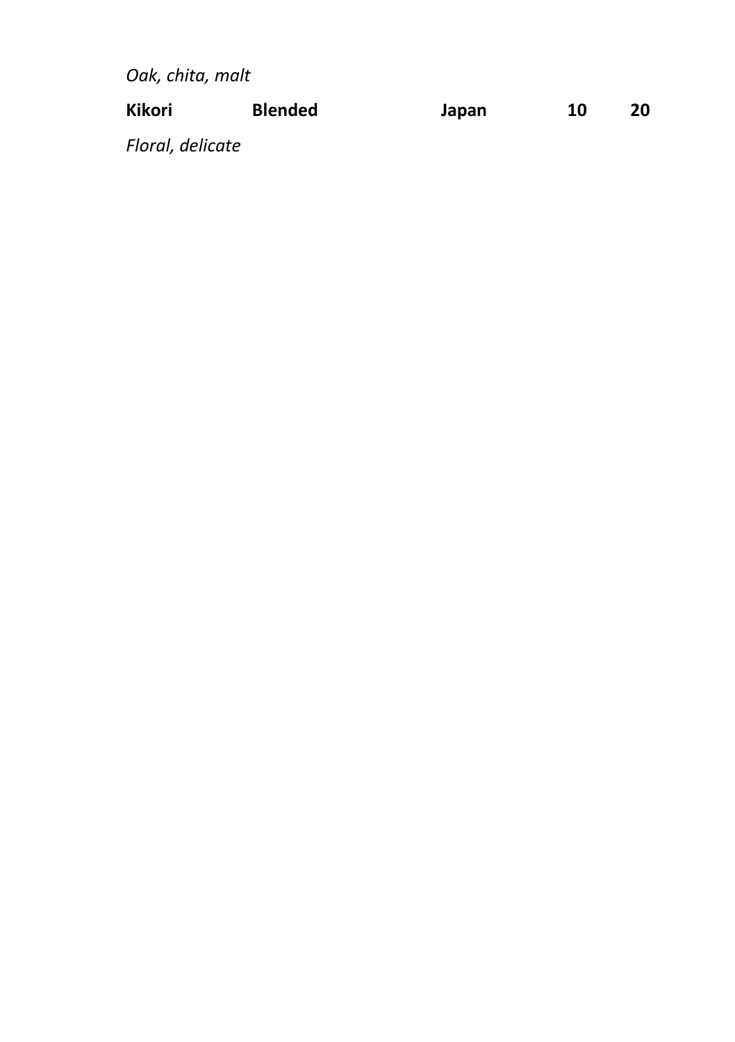*Oak, chita, malt*

**Kikori** **Blended** **Japan** **10** **20**

*Floral, delicate*